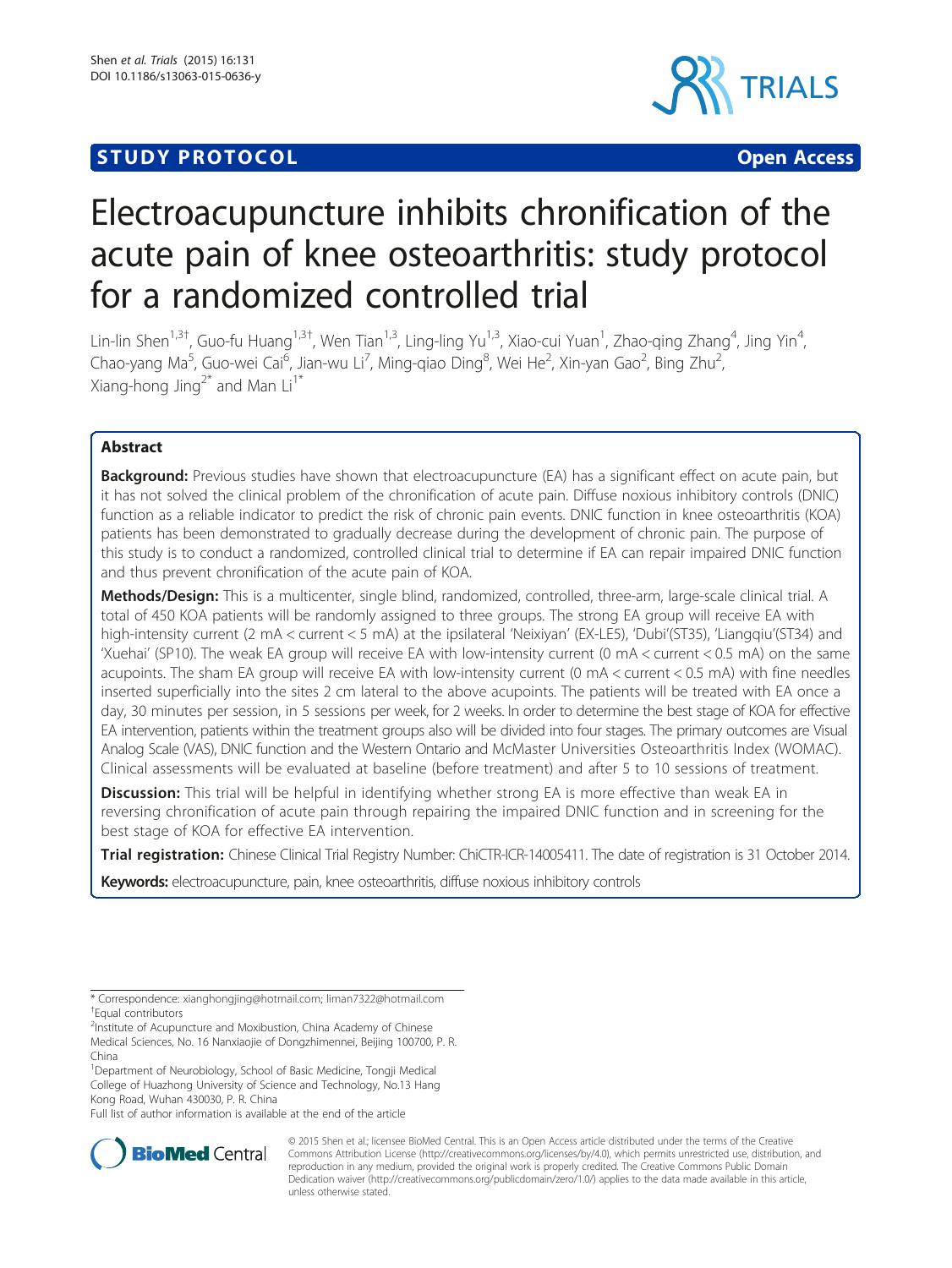STUDY PROTOCOL Open Access

# Electroacupuncture inhibits chronification of the acute pain of knee osteoarthritis: study protocol for a randomized controlled trial

Lin-lin Shen[1,3†], Guo-fu Huang[1,3†], Wen Tian[1,3], Ling-ling Yu[1,3], Xiao-cui Yuan[1], Zhao-qing Zhang[4], Jing Yin[4], Chao-yang Ma[5], Guo-wei Cai[6], Jian-wu Li[7], Ming-qiao Ding[8], Wei He[2], Xin-yan Gao[2], Bing Zhu[2], Xiang-hong Jing[2*] and Man Li[1*]

## Abstract

**Background:** Previous studies have shown that electroacupuncture (EA) has a significant effect on acute pain, but it has not solved the clinical problem of the chronification of acute pain. Diffuse noxious inhibitory controls (DNIC) function as a reliable indicator to predict the risk of chronic pain events. DNIC function in knee osteoarthritis (KOA) patients has been demonstrated to gradually decrease during the development of chronic pain. The purpose of this study is to conduct a randomized, controlled clinical trial to determine if EA can repair impaired DNIC function and thus prevent chronification of the acute pain of KOA.

**Methods/Design:** This is a multicenter, single blind, randomized, controlled, three-arm, large-scale clinical trial. A total of 450 KOA patients will be randomly assigned to three groups. The strong EA group will receive EA with high-intensity current (2 mA < current < 5 mA) at the ipsilateral 'Neixiyan' (EX-LE5), 'Dubi'(ST35), 'Liangqiu'(ST34) and 'Xuehai' (SP10). The weak EA group will receive EA with low-intensity current (0 mA < current < 0.5 mA) on the same acupoints. The sham EA group will receive EA with low-intensity current (0 mA < current < 0.5 mA) with fine needles inserted superficially into the sites 2 cm lateral to the above acupoints. The patients will be treated with EA once a day, 30 minutes per session, in 5 sessions per week, for 2 weeks. In order to determine the best stage of KOA for effective EA intervention, patients within the treatment groups also will be divided into four stages. The primary outcomes are Visual Analog Scale (VAS), DNIC function and the Western Ontario and McMaster Universities Osteoarthritis Index (WOMAC). Clinical assessments will be evaluated at baseline (before treatment) and after 5 to 10 sessions of treatment.

**Discussion:** This trial will be helpful in identifying whether strong EA is more effective than weak EA in reversing chronification of acute pain through repairing the impaired DNIC function and in screening for the best stage of KOA for effective EA intervention.

**Trial registration:** Chinese Clinical Trial Registry Number: ChiCTR-ICR-14005411. The date of registration is 31 October 2014.

**Keywords:** electroacupuncture, pain, knee osteoarthritis, diffuse noxious inhibitory controls

---

* Correspondence: xianghongjing@hotmail.com; liman7322@hotmail.com
†Equal contributors
[2]Institute of Acupuncture and Moxibustion, China Academy of Chinese Medical Sciences, No. 16 Nanxiaojie of Dongzhimennei, Beijing 100700, P. R. China
[1]Department of Neurobiology, School of Basic Medicine, Tongji Medical College of Huazhong University of Science and Technology, No.13 Hang Kong Road, Wuhan 430030, P. R. China
Full list of author information is available at the end of the article

© 2015 Shen et al.; licensee BioMed Central. This is an Open Access article distributed under the terms of the Creative Commons Attribution License (http://creativecommons.org/licenses/by/4.0), which permits unrestricted use, distribution, and reproduction in any medium, provided the original work is properly credited. The Creative Commons Public Domain Dedication waiver (http://creativecommons.org/publicdomain/zero/1.0/) applies to the data made available in this article, unless otherwise stated.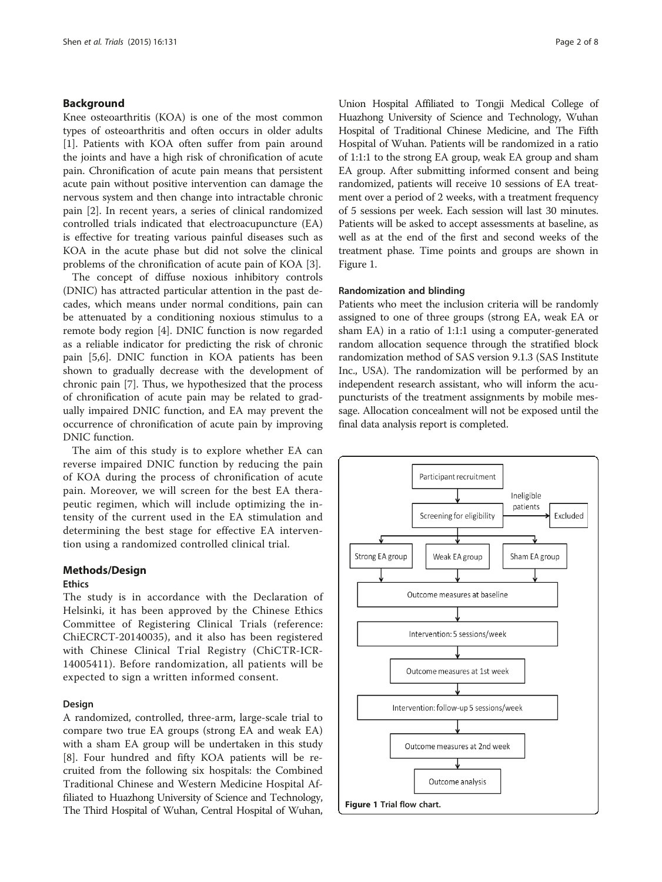## Background

Knee osteoarthritis (KOA) is one of the most common types of osteoarthritis and often occurs in older adults [1]. Patients with KOA often suffer from pain around the joints and have a high risk of chronification of acute pain. Chronification of acute pain means that persistent acute pain without positive intervention can damage the nervous system and then change into intractable chronic pain [2]. In recent years, a series of clinical randomized controlled trials indicated that electroacupuncture (EA) is effective for treating various painful diseases such as KOA in the acute phase but did not solve the clinical problems of the chronification of acute pain of KOA [3].

The concept of diffuse noxious inhibitory controls (DNIC) has attracted particular attention in the past decades, which means under normal conditions, pain can be attenuated by a conditioning noxious stimulus to a remote body region [4]. DNIC function is now regarded as a reliable indicator for predicting the risk of chronic pain [5,6]. DNIC function in KOA patients has been shown to gradually decrease with the development of chronic pain [7]. Thus, we hypothesized that the process of chronification of acute pain may be related to gradually impaired DNIC function, and EA may prevent the occurrence of chronification of acute pain by improving DNIC function.

The aim of this study is to explore whether EA can reverse impaired DNIC function by reducing the pain of KOA during the process of chronification of acute pain. Moreover, we will screen for the best EA therapeutic regimen, which will include optimizing the intensity of the current used in the EA stimulation and determining the best stage for effective EA intervention using a randomized controlled clinical trial.

## Methods/Design

### Ethics

The study is in accordance with the Declaration of Helsinki, it has been approved by the Chinese Ethics Committee of Registering Clinical Trials (reference: ChiECRCT-20140035), and it also has been registered with Chinese Clinical Trial Registry (ChiCTR-ICR-14005411). Before randomization, all patients will be expected to sign a written informed consent.

### Design

A randomized, controlled, three-arm, large-scale trial to compare two true EA groups (strong EA and weak EA) with a sham EA group will be undertaken in this study [8]. Four hundred and fifty KOA patients will be recruited from the following six hospitals: the Combined Traditional Chinese and Western Medicine Hospital Affiliated to Huazhong University of Science and Technology, The Third Hospital of Wuhan, Central Hospital of Wuhan, Union Hospital Affiliated to Tongji Medical College of Huazhong University of Science and Technology, Wuhan Hospital of Traditional Chinese Medicine, and The Fifth Hospital of Wuhan. Patients will be randomized in a ratio of 1:1:1 to the strong EA group, weak EA group and sham EA group. After submitting informed consent and being randomized, patients will receive 10 sessions of EA treatment over a period of 2 weeks, with a treatment frequency of 5 sessions per week. Each session will last 30 minutes. Patients will be asked to accept assessments at baseline, as well as at the end of the first and second weeks of the treatment phase. Time points and groups are shown in Figure 1.

### Randomization and blinding

Patients who meet the inclusion criteria will be randomly assigned to one of three groups (strong EA, weak EA or sham EA) in a ratio of 1:1:1 using a computer-generated random allocation sequence through the stratified block randomization method of SAS version 9.1.3 (SAS Institute Inc., USA). The randomization will be performed by an independent research assistant, who will inform the acupuncturists of the treatment assignments by mobile message. Allocation concealment will not be exposed until the final data analysis report is completed.

Participant recruitment → Screening for eligibility → (Ineligible patients → Excluded) → Strong EA group / Weak EA group / Sham EA group → Outcome measures at baseline → Intervention: 5 sessions/week → Outcome measures at 1st week → Intervention: follow-up 5 sessions/week → Outcome measures at 2nd week → Outcome analysis

**Figure 1 Trial flow chart.**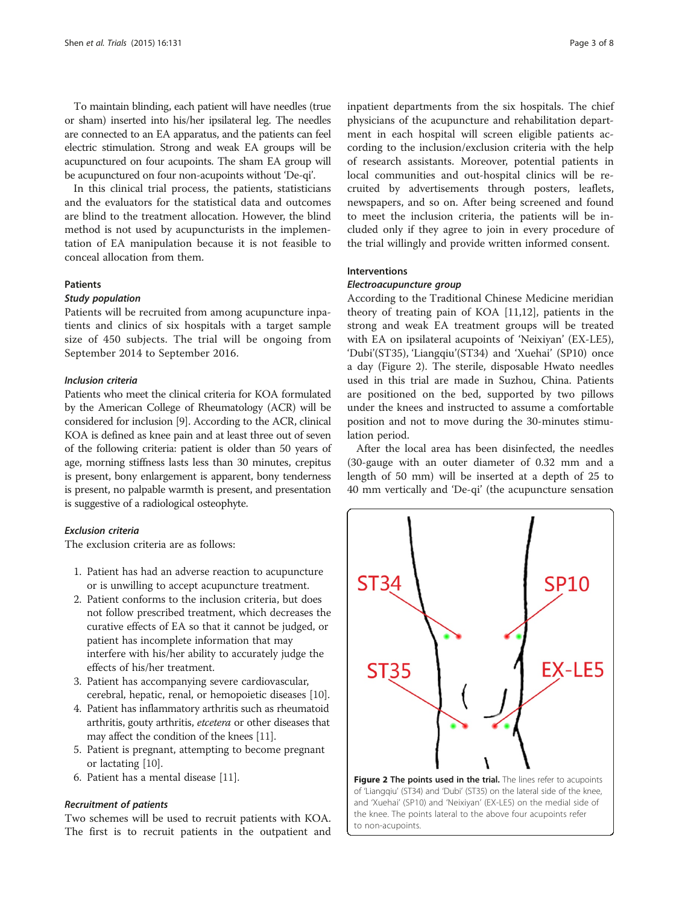To maintain blinding, each patient will have needles (true or sham) inserted into his/her ipsilateral leg. The needles are connected to an EA apparatus, and the patients can feel electric stimulation. Strong and weak EA groups will be acupunctured on four acupoints. The sham EA group will be acupunctured on four non-acupoints without 'De-qi'.

In this clinical trial process, the patients, statisticians and the evaluators for the statistical data and outcomes are blind to the treatment allocation. However, the blind method is not used by acupuncturists in the implementation of EA manipulation because it is not feasible to conceal allocation from them.

## Patients

### *Study population*

Patients will be recruited from among acupuncture inpatients and clinics of six hospitals with a target sample size of 450 subjects. The trial will be ongoing from September 2014 to September 2016.

### *Inclusion criteria*

Patients who meet the clinical criteria for KOA formulated by the American College of Rheumatology (ACR) will be considered for inclusion [9]. According to the ACR, clinical KOA is defined as knee pain and at least three out of seven of the following criteria: patient is older than 50 years of age, morning stiffness lasts less than 30 minutes, crepitus is present, bony enlargement is apparent, bony tenderness is present, no palpable warmth is present, and presentation is suggestive of a radiological osteophyte.

### *Exclusion criteria*

The exclusion criteria are as follows:

1. Patient has had an adverse reaction to acupuncture or is unwilling to accept acupuncture treatment.
2. Patient conforms to the inclusion criteria, but does not follow prescribed treatment, which decreases the curative effects of EA so that it cannot be judged, or patient has incomplete information that may interfere with his/her ability to accurately judge the effects of his/her treatment.
3. Patient has accompanying severe cardiovascular, cerebral, hepatic, renal, or hemopoietic diseases [10].
4. Patient has inflammatory arthritis such as rheumatoid arthritis, gouty arthritis, *etcetera* or other diseases that may affect the condition of the knees [11].
5. Patient is pregnant, attempting to become pregnant or lactating [10].
6. Patient has a mental disease [11].

### *Recruitment of patients*

Two schemes will be used to recruit patients with KOA. The first is to recruit patients in the outpatient and inpatient departments from the six hospitals. The chief physicians of the acupuncture and rehabilitation department in each hospital will screen eligible patients according to the inclusion/exclusion criteria with the help of research assistants. Moreover, potential patients in local communities and out-hospital clinics will be recruited by advertisements through posters, leaflets, newspapers, and so on. After being screened and found to meet the inclusion criteria, the patients will be included only if they agree to join in every procedure of the trial willingly and provide written informed consent.

## Interventions

### *Electroacupuncture group*

According to the Traditional Chinese Medicine meridian theory of treating pain of KOA [11,12], patients in the strong and weak EA treatment groups will be treated with EA on ipsilateral acupoints of 'Neixiyan' (EX-LE5), 'Dubi'(ST35), 'Liangqiu'(ST34) and 'Xuehai' (SP10) once a day (Figure 2). The sterile, disposable Hwato needles used in this trial are made in Suzhou, China. Patients are positioned on the bed, supported by two pillows under the knees and instructed to assume a comfortable position and not to move during the 30-minutes stimulation period.

After the local area has been disinfected, the needles (30-gauge with an outer diameter of 0.32 mm and a length of 50 mm) will be inserted at a depth of 25 to 40 mm vertically and 'De-qi' (the acupuncture sensation

**Figure 2 The points used in the trial.** The lines refer to acupoints of 'Liangqiu' (ST34) and 'Dubi' (ST35) on the lateral side of the knee, and 'Xuehai' (SP10) and 'Neixiyan' (EX-LE5) on the medial side of the knee. The points lateral to the above four acupoints refer to non-acupoints.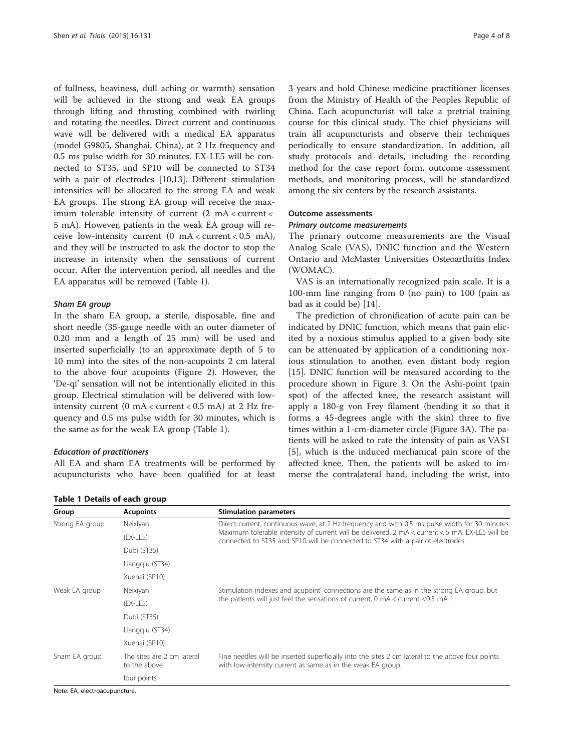of fullness, heaviness, dull aching or warmth) sensation will be achieved in the strong and weak EA groups through lifting and thrusting combined with twirling and rotating the needles. Direct current and continuous wave will be delivered with a medical EA apparatus (model G9805, Shanghai, China), at 2 Hz frequency and 0.5 ms pulse width for 30 minutes. EX-LE5 will be connected to ST35, and SP10 will be connected to ST34 with a pair of electrodes [10,13]. Different stimulation intensities will be allocated to the strong EA and weak EA groups. The strong EA group will receive the maximum tolerable intensity of current (2 mA < current < 5 mA). However, patients in the weak EA group will receive low-intensity current (0 mA < current < 0.5 mA), and they will be instructed to ask the doctor to stop the increase in intensity when the sensations of current occur. After the intervention period, all needles and the EA apparatus will be removed (Table 1).

#### Sham EA group

In the sham EA group, a sterile, disposable, fine and short needle (35-gauge needle with an outer diameter of 0.20 mm and a length of 25 mm) will be used and inserted superficially (to an approximate depth of 5 to 10 mm) into the sites of the non-acupoints 2 cm lateral to the above four acupoints (Figure 2). However, the 'De-qi' sensation will not be intentionally elicited in this group. Electrical stimulation will be delivered with low-intensity current (0 mA < current < 0.5 mA) at 2 Hz frequency and 0.5 ms pulse width for 30 minutes, which is the same as for the weak EA group (Table 1).

#### Education of practitioners

All EA and sham EA treatments will be performed by acupuncturists who have been qualified for at least 3 years and hold Chinese medicine practitioner licenses from the Ministry of Health of the Peoples Republic of China. Each acupuncturist will take a pretrial training course for this clinical study. The chief physicians will train all acupuncturists and observe their techniques periodically to ensure standardization. In addition, all study protocols and details, including the recording method for the case report form, outcome assessment methods, and monitoring process, will be standardized among the six centers by the research assistants.

### Outcome assessments

#### Primary outcome measurements

The primary outcome measurements are the Visual Analog Scale (VAS), DNIC function and the Western Ontario and McMaster Universities Osteoarthritis Index (WOMAC).

VAS is an internationally recognized pain scale. It is a 100-mm line ranging from 0 (no pain) to 100 (pain as bad as it could be) [14].

The prediction of chronification of acute pain can be indicated by DNIC function, which means that pain elicited by a noxious stimulus applied to a given body site can be attenuated by application of a conditioning noxious stimulation to another, even distant body region [15]. DNIC function will be measured according to the procedure shown in Figure 3. On the Ashi-point (pain spot) of the affected knee, the research assistant will apply a 180-g von Frey filament (bending it so that it forms a 45-degrees angle with the skin) three to five times within a 1-cm-diameter circle (Figure 3A). The patients will be asked to rate the intensity of pain as VAS1 [5], which is the induced mechanical pain score of the affected knee. Then, the patients will be asked to immerse the contralateral hand, including the wrist, into

**Table 1 Details of each group**

| Group | Acupoints | Stimulation parameters |
| --- | --- | --- |
| Strong EA group | Neixiyan (EX-LE5) Dubi (ST35) Liangqiu (ST34) Xuehai (SP10) | Direct current, continuous wave, at 2 Hz frequency and with 0.5 ms pulse width for 30 minutes. Maximum tolerable intensity of current will be delivered, 2 mA < current < 5 mA. EX-LE5 will be connected to ST35 and SP10 will be connected to ST34 with a pair of electrodes. |
| Weak EA group | Neixiyan (EX-LE5) Dubi (ST35) Liangqiu (ST34) Xuehai (SP10) | Stimulation indexes and acupoint' connections are the same as in the strong EA group, but the patients will just feel the sensations of current, 0 mA < current <0.5 mA. |
| Sham EA group | The sites are 2 cm lateral to the above four points | Fine needles will be inserted superficially into the sites 2 cm lateral to the above four points with low-intensity current as same as in the weak EA group. |

Note: EA, electroacupuncture.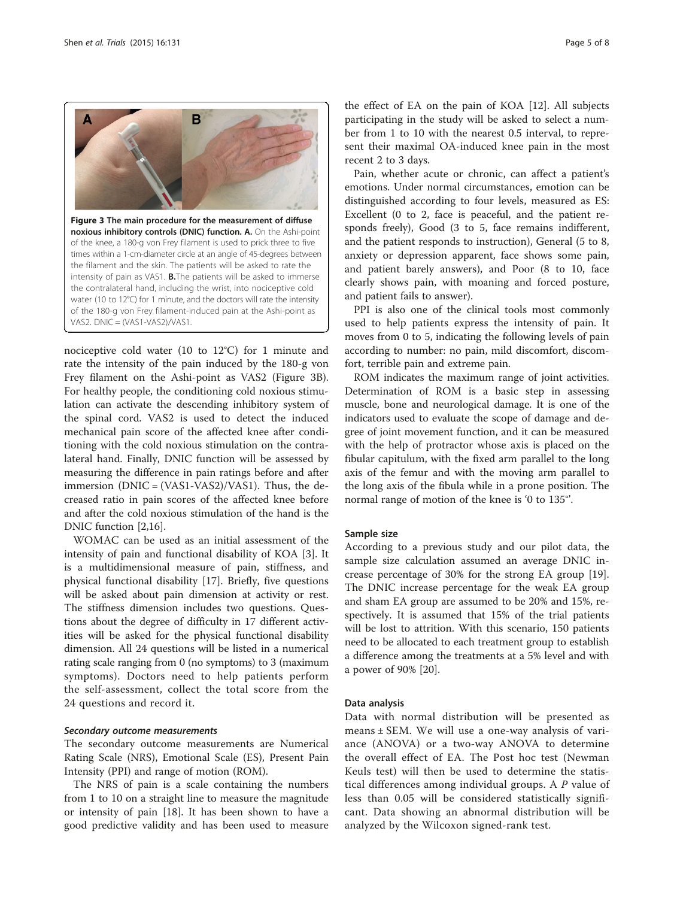**Figure 3 The main procedure for the measurement of diffuse noxious inhibitory controls (DNIC) function. A.** On the Ashi-point of the knee, a 180-g von Frey filament is used to prick three to five times within a 1-cm-diameter circle at an angle of 45-degrees between the filament and the skin. The patients will be asked to rate the intensity of pain as VAS1. **B.** The patients will be asked to immerse the contralateral hand, including the wrist, into nociceptive cold water (10 to 12°C) for 1 minute, and the doctors will rate the intensity of the 180-g von Frey filament-induced pain at the Ashi-point as VAS2. DNIC = (VAS1-VAS2)/VAS1.

nociceptive cold water (10 to 12°C) for 1 minute and rate the intensity of the pain induced by the 180-g von Frey filament on the Ashi-point as VAS2 (Figure 3B). For healthy people, the conditioning cold noxious stimulation can activate the descending inhibitory system of the spinal cord. VAS2 is used to detect the induced mechanical pain score of the affected knee after conditioning with the cold noxious stimulation on the contralateral hand. Finally, DNIC function will be assessed by measuring the difference in pain ratings before and after immersion (DNIC = (VAS1-VAS2)/VAS1). Thus, the decreased ratio in pain scores of the affected knee before and after the cold noxious stimulation of the hand is the DNIC function [2,16].

WOMAC can be used as an initial assessment of the intensity of pain and functional disability of KOA [3]. It is a multidimensional measure of pain, stiffness, and physical functional disability [17]. Briefly, five questions will be asked about pain dimension at activity or rest. The stiffness dimension includes two questions. Questions about the degree of difficulty in 17 different activities will be asked for the physical functional disability dimension. All 24 questions will be listed in a numerical rating scale ranging from 0 (no symptoms) to 3 (maximum symptoms). Doctors need to help patients perform the self-assessment, collect the total score from the 24 questions and record it.

#### *Secondary outcome measurements*

The secondary outcome measurements are Numerical Rating Scale (NRS), Emotional Scale (ES), Present Pain Intensity (PPI) and range of motion (ROM).

The NRS of pain is a scale containing the numbers from 1 to 10 on a straight line to measure the magnitude or intensity of pain [18]. It has been shown to have a good predictive validity and has been used to measure the effect of EA on the pain of KOA [12]. All subjects participating in the study will be asked to select a number from 1 to 10 with the nearest 0.5 interval, to represent their maximal OA-induced knee pain in the most recent 2 to 3 days.

Pain, whether acute or chronic, can affect a patient's emotions. Under normal circumstances, emotion can be distinguished according to four levels, measured as ES: Excellent (0 to 2, face is peaceful, and the patient responds freely), Good (3 to 5, face remains indifferent, and the patient responds to instruction), General (5 to 8, anxiety or depression apparent, face shows some pain, and patient barely answers), and Poor (8 to 10, face clearly shows pain, with moaning and forced posture, and patient fails to answer).

PPI is also one of the clinical tools most commonly used to help patients express the intensity of pain. It moves from 0 to 5, indicating the following levels of pain according to number: no pain, mild discomfort, discomfort, terrible pain and extreme pain.

ROM indicates the maximum range of joint activities. Determination of ROM is a basic step in assessing muscle, bone and neurological damage. It is one of the indicators used to evaluate the scope of damage and degree of joint movement function, and it can be measured with the help of protractor whose axis is placed on the fibular capitulum, with the fixed arm parallel to the long axis of the femur and with the moving arm parallel to the long axis of the fibula while in a prone position. The normal range of motion of the knee is '0 to 135°'.

### Sample size

According to a previous study and our pilot data, the sample size calculation assumed an average DNIC increase percentage of 30% for the strong EA group [19]. The DNIC increase percentage for the weak EA group and sham EA group are assumed to be 20% and 15%, respectively. It is assumed that 15% of the trial patients will be lost to attrition. With this scenario, 150 patients need to be allocated to each treatment group to establish a difference among the treatments at a 5% level and with a power of 90% [20].

### Data analysis

Data with normal distribution will be presented as means ± SEM. We will use a one-way analysis of variance (ANOVA) or a two-way ANOVA to determine the overall effect of EA. The Post hoc test (Newman Keuls test) will then be used to determine the statistical differences among individual groups. A $P$ value of less than 0.05 will be considered statistically significant. Data showing an abnormal distribution will be analyzed by the Wilcoxon signed-rank test.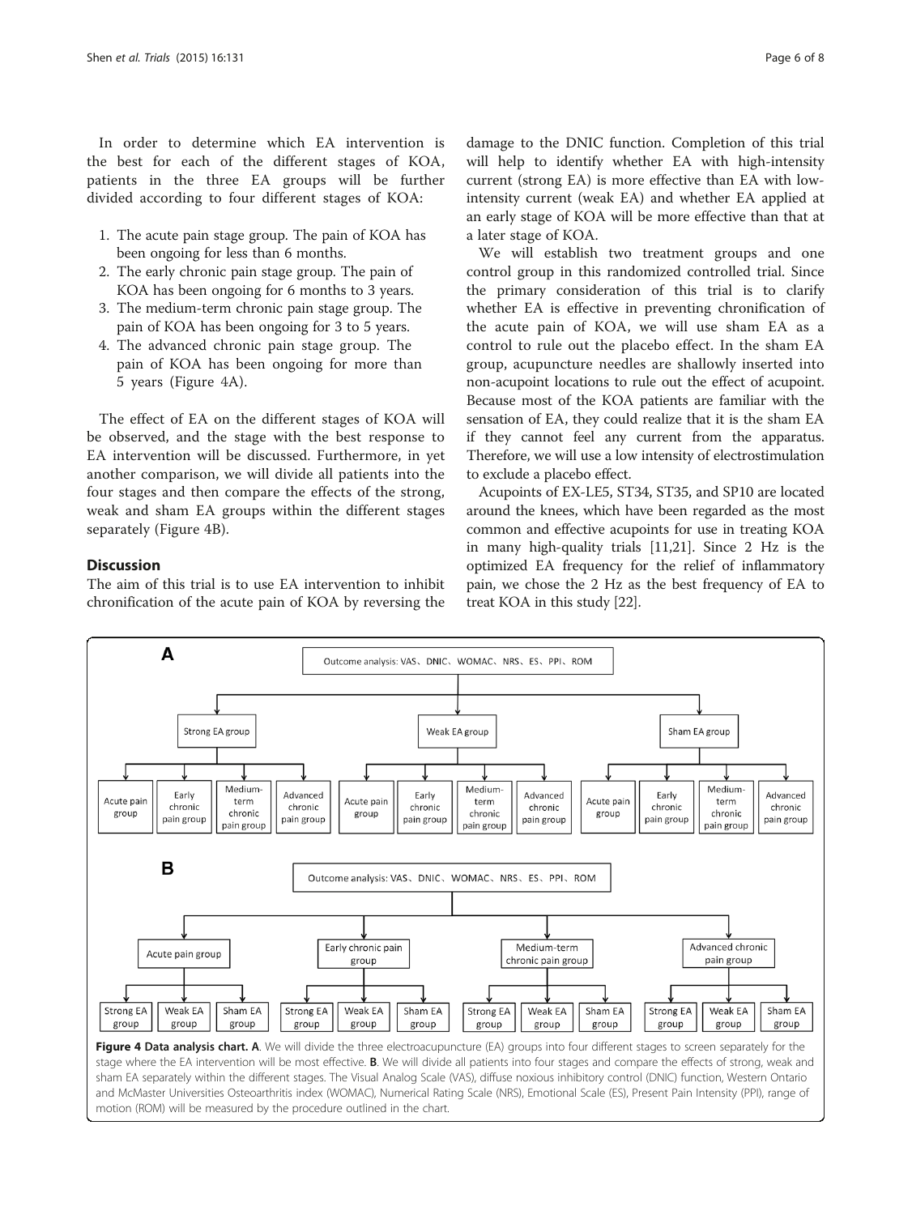In order to determine which EA intervention is the best for each of the different stages of KOA, patients in the three EA groups will be further divided according to four different stages of KOA:

1. The acute pain stage group. The pain of KOA has been ongoing for less than 6 months.
2. The early chronic pain stage group. The pain of KOA has been ongoing for 6 months to 3 years.
3. The medium-term chronic pain stage group. The pain of KOA has been ongoing for 3 to 5 years.
4. The advanced chronic pain stage group. The pain of KOA has been ongoing for more than 5 years (Figure 4A).

The effect of EA on the different stages of KOA will be observed, and the stage with the best response to EA intervention will be discussed. Furthermore, in yet another comparison, we will divide all patients into the four stages and then compare the effects of the strong, weak and sham EA groups within the different stages separately (Figure 4B).

## Discussion

The aim of this trial is to use EA intervention to inhibit chronification of the acute pain of KOA by reversing the damage to the DNIC function. Completion of this trial will help to identify whether EA with high-intensity current (strong EA) is more effective than EA with low-intensity current (weak EA) and whether EA applied at an early stage of KOA will be more effective than that at a later stage of KOA.

We will establish two treatment groups and one control group in this randomized controlled trial. Since the primary consideration of this trial is to clarify whether EA is effective in preventing chronification of the acute pain of KOA, we will use sham EA as a control to rule out the placebo effect. In the sham EA group, acupuncture needles are shallowly inserted into non-acupoint locations to rule out the effect of acupoint. Because most of the KOA patients are familiar with the sensation of EA, they could realize that it is the sham EA if they cannot feel any current from the apparatus. Therefore, we will use a low intensity of electrostimulation to exclude a placebo effect.

Acupoints of EX-LE5, ST34, ST35, and SP10 are located around the knees, which have been regarded as the most common and effective acupoints for use in treating KOA in many high-quality trials [11,21]. Since 2 Hz is the optimized EA frequency for the relief of inflammatory pain, we chose the 2 Hz as the best frequency of EA to treat KOA in this study [22].

**A**

Outcome analysis: VAS、DNIC、WOMAC、NRS、ES、PPI、ROM

- Strong EA group: Acute pain group; Early chronic pain group; Medium-term chronic pain group; Advanced chronic pain group
- Weak EA group: Acute pain group; Early chronic pain group; Medium-term chronic pain group; Advanced chronic pain group
- Sham EA group: Acute pain group; Early chronic pain group; Medium-term chronic pain group; Advanced chronic pain group

**B**

Outcome analysis: VAS、DNIC、WOMAC、NRS、ES、PPI、ROM

- Acute pain group: Strong EA group; Weak EA group; Sham EA group
- Early chronic pain group: Strong EA group; Weak EA group; Sham EA group
- Medium-term chronic pain group: Strong EA group; Weak EA group; Sham EA group
- Advanced chronic pain group: Strong EA group; Weak EA group; Sham EA group

**Figure 4 Data analysis chart. A**. We will divide the three electroacupuncture (EA) groups into four different stages to screen separately for the stage where the EA intervention will be most effective. **B**. We will divide all patients into four stages and compare the effects of strong, weak and sham EA separately within the different stages. The Visual Analog Scale (VAS), diffuse noxious inhibitory control (DNIC) function, Western Ontario and McMaster Universities Osteoarthritis index (WOMAC), Numerical Rating Scale (NRS), Emotional Scale (ES), Present Pain Intensity (PPI), range of motion (ROM) will be measured by the procedure outlined in the chart.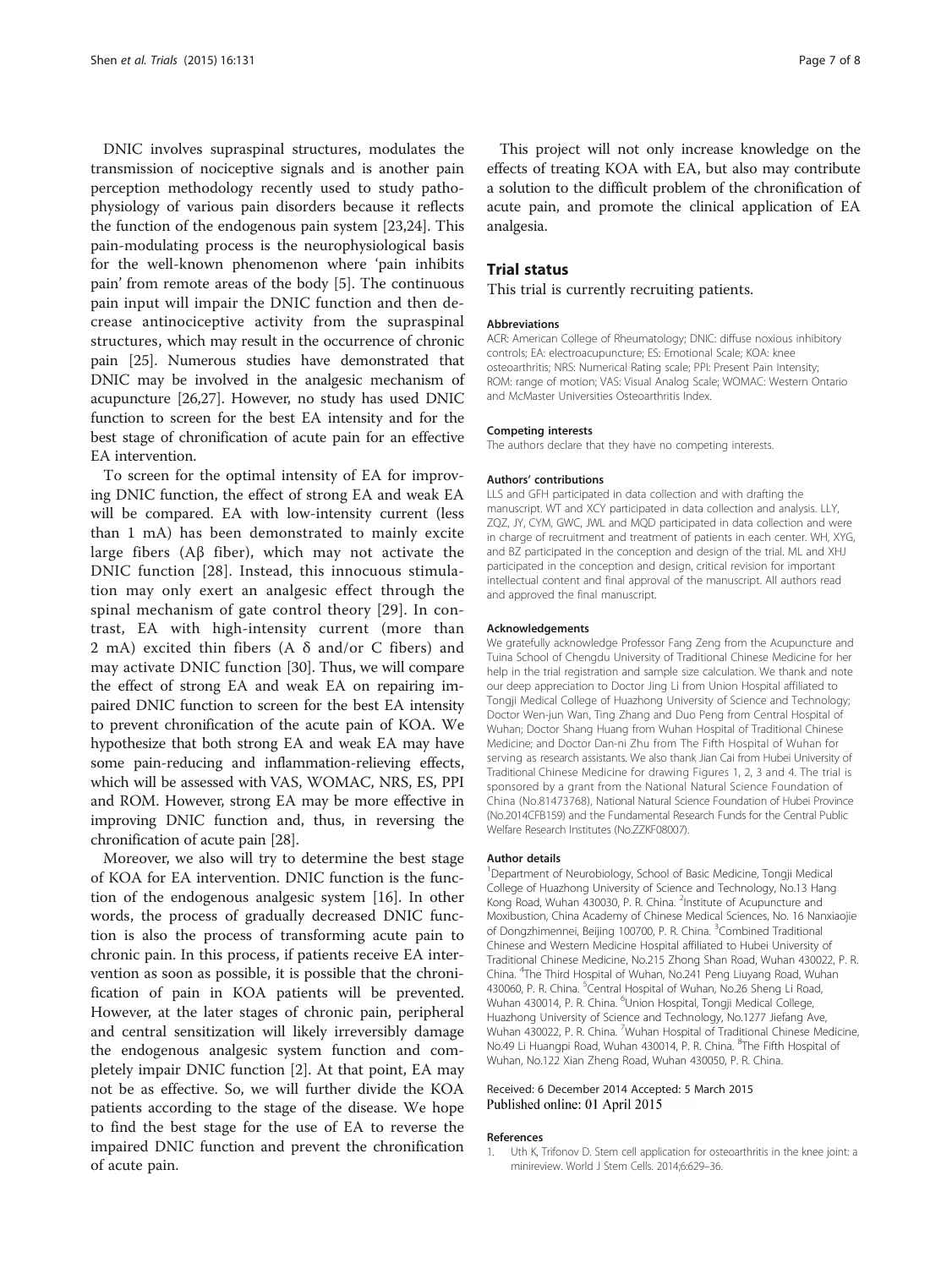DNIC involves supraspinal structures, modulates the transmission of nociceptive signals and is another pain perception methodology recently used to study pathophysiology of various pain disorders because it reflects the function of the endogenous pain system [23,24]. This pain-modulating process is the neurophysiological basis for the well-known phenomenon where 'pain inhibits pain' from remote areas of the body [5]. The continuous pain input will impair the DNIC function and then decrease antinociceptive activity from the supraspinal structures, which may result in the occurrence of chronic pain [25]. Numerous studies have demonstrated that DNIC may be involved in the analgesic mechanism of acupuncture [26,27]. However, no study has used DNIC function to screen for the best EA intensity and for the best stage of chronification of acute pain for an effective EA intervention.

To screen for the optimal intensity of EA for improving DNIC function, the effect of strong EA and weak EA will be compared. EA with low-intensity current (less than 1 mA) has been demonstrated to mainly excite large fibers (Aβ fiber), which may not activate the DNIC function [28]. Instead, this innocuous stimulation may only exert an analgesic effect through the spinal mechanism of gate control theory [29]. In contrast, EA with high-intensity current (more than 2 mA) excited thin fibers (A δ and/or C fibers) and may activate DNIC function [30]. Thus, we will compare the effect of strong EA and weak EA on repairing impaired DNIC function to screen for the best EA intensity to prevent chronification of the acute pain of KOA. We hypothesize that both strong EA and weak EA may have some pain-reducing and inflammation-relieving effects, which will be assessed with VAS, WOMAC, NRS, ES, PPI and ROM. However, strong EA may be more effective in improving DNIC function and, thus, in reversing the chronification of acute pain [28].

Moreover, we also will try to determine the best stage of KOA for EA intervention. DNIC function is the function of the endogenous analgesic system [16]. In other words, the process of gradually decreased DNIC function is also the process of transforming acute pain to chronic pain. In this process, if patients receive EA intervention as soon as possible, it is possible that the chronification of pain in KOA patients will be prevented. However, at the later stages of chronic pain, peripheral and central sensitization will likely irreversibly damage the endogenous analgesic system function and completely impair DNIC function [2]. At that point, EA may not be as effective. So, we will further divide the KOA patients according to the stage of the disease. We hope to find the best stage for the use of EA to reverse the impaired DNIC function and prevent the chronification of acute pain.

This project will not only increase knowledge on the effects of treating KOA with EA, but also may contribute a solution to the difficult problem of the chronification of acute pain, and promote the clinical application of EA analgesia.

## Trial status

This trial is currently recruiting patients.

#### Abbreviations

ACR: American College of Rheumatology; DNIC: diffuse noxious inhibitory controls; EA: electroacupuncture; ES: Emotional Scale; KOA: knee osteoarthritis; NRS: Numerical Rating scale; PPI: Present Pain Intensity; ROM: range of motion; VAS: Visual Analog Scale; WOMAC: Western Ontario and McMaster Universities Osteoarthritis Index.

#### Competing interests

The authors declare that they have no competing interests.

#### Authors' contributions

LLS and GFH participated in data collection and with drafting the manuscript. WT and XCY participated in data collection and analysis. LLY, ZQZ, JY, CYM, GWC, JWL and MQD participated in data collection and were in charge of recruitment and treatment of patients in each center. WH, XYG, and BZ participated in the conception and design of the trial. ML and XHJ participated in the conception and design, critical revision for important intellectual content and final approval of the manuscript. All authors read and approved the final manuscript.

#### Acknowledgements

We gratefully acknowledge Professor Fang Zeng from the Acupuncture and Tuina School of Chengdu University of Traditional Chinese Medicine for her help in the trial registration and sample size calculation. We thank and note our deep appreciation to Doctor Jing Li from Union Hospital affiliated to Tongji Medical College of Huazhong University of Science and Technology; Doctor Wen-jun Wan, Ting Zhang and Duo Peng from Central Hospital of Wuhan; Doctor Shang Huang from Wuhan Hospital of Traditional Chinese Medicine; and Doctor Dan-ni Zhu from The Fifth Hospital of Wuhan for serving as research assistants. We also thank Jian Cai from Hubei University of Traditional Chinese Medicine for drawing Figures 1, 2, 3 and 4. The trial is sponsored by a grant from the National Natural Science Foundation of China (No.81473768), National Natural Science Foundation of Hubei Province (No.2014CFB159) and the Fundamental Research Funds for the Central Public Welfare Research Institutes (No.ZZKF08007).

#### Author details

[1]Department of Neurobiology, School of Basic Medicine, Tongji Medical College of Huazhong University of Science and Technology, No.13 Hang Kong Road, Wuhan 430030, P. R. China. [2]Institute of Acupuncture and Moxibustion, China Academy of Chinese Medical Sciences, No. 16 Nanxiaojie of Dongzhimennei, Beijing 100700, P. R. China. [3]Combined Traditional Chinese and Western Medicine Hospital affiliated to Hubei University of Traditional Chinese Medicine, No.215 Zhong Shan Road, Wuhan 430022, P. R. China. [4]The Third Hospital of Wuhan, No.241 Peng Liuyang Road, Wuhan 430060, P. R. China. [5]Central Hospital of Wuhan, No.26 Sheng Li Road, Wuhan 430014, P. R. China. [6]Union Hospital, Tongji Medical College, Huazhong University of Science and Technology, No.1277 Jiefang Ave, Wuhan 430022, P. R. China. [7]Wuhan Hospital of Traditional Chinese Medicine, No.49 Li Huangpi Road, Wuhan 430014, P. R. China. [8]The Fifth Hospital of Wuhan, No.122 Xian Zheng Road, Wuhan 430050, P. R. China.

Received: 6 December 2014 Accepted: 5 March 2015
Published online: 01 April 2015

#### References

1. Uth K, Trifonov D. Stem cell application for osteoarthritis in the knee joint: a minireview. World J Stem Cells. 2014;6:629–36.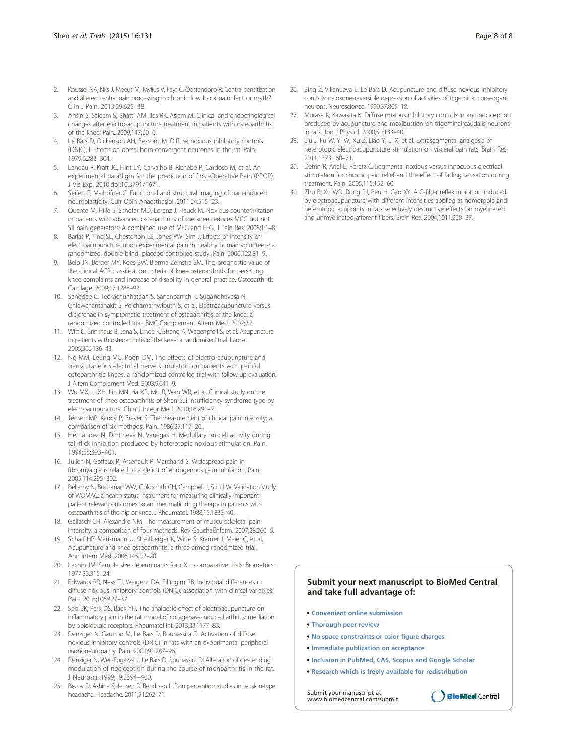2. Roussel NA, Nijs J, Meeus M, Mylius V, Fayt C, Oostendorp R. Central sensitization and altered central pain processing in chronic low back pain: fact or myth? Clin J Pain. 2013;29:625–38.
3. Ahsin S, Saleem S, Bhatti AM, Iles RK, Aslam M. Clinical and endocrinological changes after electro-acupuncture treatment in patients with osteoarthritis of the knee. Pain. 2009;147:60–6.
4. Le Bars D, Dickenson AH, Besson JM. Diffuse noxious inhibitory controls (DNIC). I. Effects on dorsal horn convergent neurones in the rat. Pain. 1979;6:283–304.
5. Landau R, Kraft JC, Flint LY, Carvalho B, Richebe P, Cardoso M, et al. An experimental paradigm for the prediction of Post-Operative Pain (PPOP). J Vis Exp. 2010;doi:10.3791/1671.
6. Seifert F, Maihofner C. Functional and structural imaging of pain-induced neuroplasticity. Curr Opin Anaesthesiol. 2011;24:515–23.
7. Quante M, Hille S, Schofer MD, Lorenz J, Hauck M. Noxious counterirritation in patients with advanced osteoarthritis of the knee reduces MCC but not SII pain generators: A combined use of MEG and EEG. J Pain Res. 2008;1:1–8.
8. Barlas P, Ting SL, Chesterton LS, Jones PW, Sim J. Effects of intensity of electroacupuncture upon experimental pain in healthy human volunteers: a randomized, double-blind, placebo-controlled study. Pain. 2006;122:81–9.
9. Belo JN, Berger MY, Koes BW, Bierma-Zeinstra SM. The prognostic value of the clinical ACR classification criteria of knee osteoarthritis for persisting knee complaints and increase of disability in general practice. Osteoarthritis Cartilage. 2009;17:1288–92.
10. Sangdee C, Teekachunhatean S, Sananpanich K, Sugandhavesa N, Chiewchantanakit S, Pojchamarnwiputh S, et al. Electroacupuncture versus diclofenac in symptomatic treatment of osteoarthritis of the knee: a randomized controlled trial. BMC Complement Altern Med. 2002;2:3.
11. Witt C, Brinkhaus B, Jena S, Linde K, Streng A, Wagenpfeil S, et al. Acupuncture in patients with osteoarthritis of the knee: a randomised trial. Lancet. 2005;366:136–43.
12. Ng MM, Leung MC, Poon DM. The effects of electro-acupuncture and transcutaneous electrical nerve stimulation on patients with painful osteoarthritic knees: a randomized controlled trial with follow-up evaluation. J Altern Complement Med. 2003;9:641–9.
13. Wu MX, Li XH, Lin MN, Jia XR, Mu R, Wan WR, et al. Clinical study on the treatment of knee osteoarthritis of Shen-Sui insufficiency syndrome type by electroacupuncture. Chin J Integr Med. 2010;16:291–7.
14. Jensen MP, Karoly P, Braver S. The measurement of clinical pain intensity: a comparison of six methods. Pain. 1986;27:117–26.
15. Hernandez N, Dmitrieva N, Vanegas H. Medullary on-cell activity during tail-flick inhibition produced by heterotopic noxious stimulation. Pain. 1994;58:393–401.
16. Julien N, Goffaux P, Arsenault P, Marchand S. Widespread pain in fibromyalgia is related to a deficit of endogenous pain inhibition. Pain. 2005;114:295–302.
17. Bellamy N, Buchanan WW, Goldsmith CH, Campbell J, Stitt LW. Validation study of WOMAC: a health status instrument for measuring clinically important patient relevant outcomes to antirheumatic drug therapy in patients with osteoarthritis of the hip or knee. J Rheumatol. 1988;15:1833–40.
18. Gallasch CH, Alexandre NM. The measurement of musculoskeletal pain intensity: a comparison of four methods. Rev GauchaEnferm. 2007;28:260–5.
19. Scharf HP, Mansmann U, Streitberger K, Witte S, Kramer J, Maier C, et al. Acupuncture and knee osteoarthritis: a three-armed randomized trial. Ann Intern Med. 2006;145:12–20.
20. Lachin JM. Sample size determinants for r X c comparative trials. Biometrics. 1977;33:315–24.
21. Edwards RR, Ness TJ, Weigent DA, Fillingim RB. Individual differences in diffuse noxious inhibitory controls (DNIC): association with clinical variables. Pain. 2003;106:427–37.
22. Seo BK, Park DS, Baek YH. The analgesic effect of electroacupuncture on inflammatory pain in the rat model of collagenase-induced arthritis: mediation by opioidergic receptors. Rheumatol Int. 2013;33:1177–83.
23. Danziger N, Gautron M, Le Bars D, Bouhassira D. Activation of diffuse noxious inhibitory controls (DNIC) in rats with an experimental peripheral mononeuropathy. Pain. 2001;91:287–96.
24. Danziger N, Weil-Fugazza J, Le Bars D, Bouhassira D. Alteration of descending modulation of nociception during the course of monoarthritis in the rat. J Neurosci. 1999;19:2394–400.
25. Bezov D, Ashina S, Jensen R, Bendtsen L. Pain perception studies in tension-type headache. Headache. 2011;51:262–71.
26. Bing Z, Villanueva L, Le Bars D. Acupuncture and diffuse noxious inhibitory controls: naloxone-reversible depression of activities of trigeminal convergent neurons. Neuroscience. 1990;37:809–18.
27. Murase K, Kawakita K. Diffuse noxious inhibitory controls in anti-nociception produced by acupuncture and moxibustion on trigeminal caudalis neurons in rats. Jpn J Physiol. 2000;50:133–40.
28. Liu J, Fu W, Yi W, Xu Z, Liao Y, Li X, et al. Extrasegmental analgesia of heterotopic electroacupuncture stimulation on visceral pain rats. Brain Res. 2011;1373:160–71.
29. Defrin R, Ariel E, Peretz C. Segmental noxious versus innocuous electrical stimulation for chronic pain relief and the effect of fading sensation during treatment. Pain. 2005;115:152–60.
30. Zhu B, Xu WD, Rong PJ, Ben H, Gao XY. A C-fiber reflex inhibition induced by electroacupuncture with different intensities applied at homotopic and heterotopic acupoints in rats selectively destructive effects on myelinated and unmyelinated afferent fibers. Brain Res. 2004;1011:228–37.

**Submit your next manuscript to BioMed Central and take full advantage of:**

- **Convenient online submission**
- **Thorough peer review**
- **No space constraints or color figure charges**
- **Immediate publication on acceptance**
- **Inclusion in PubMed, CAS, Scopus and Google Scholar**
- **Research which is freely available for redistribution**

Submit your manuscript at
www.biomedcentral.com/submit

BioMed Central